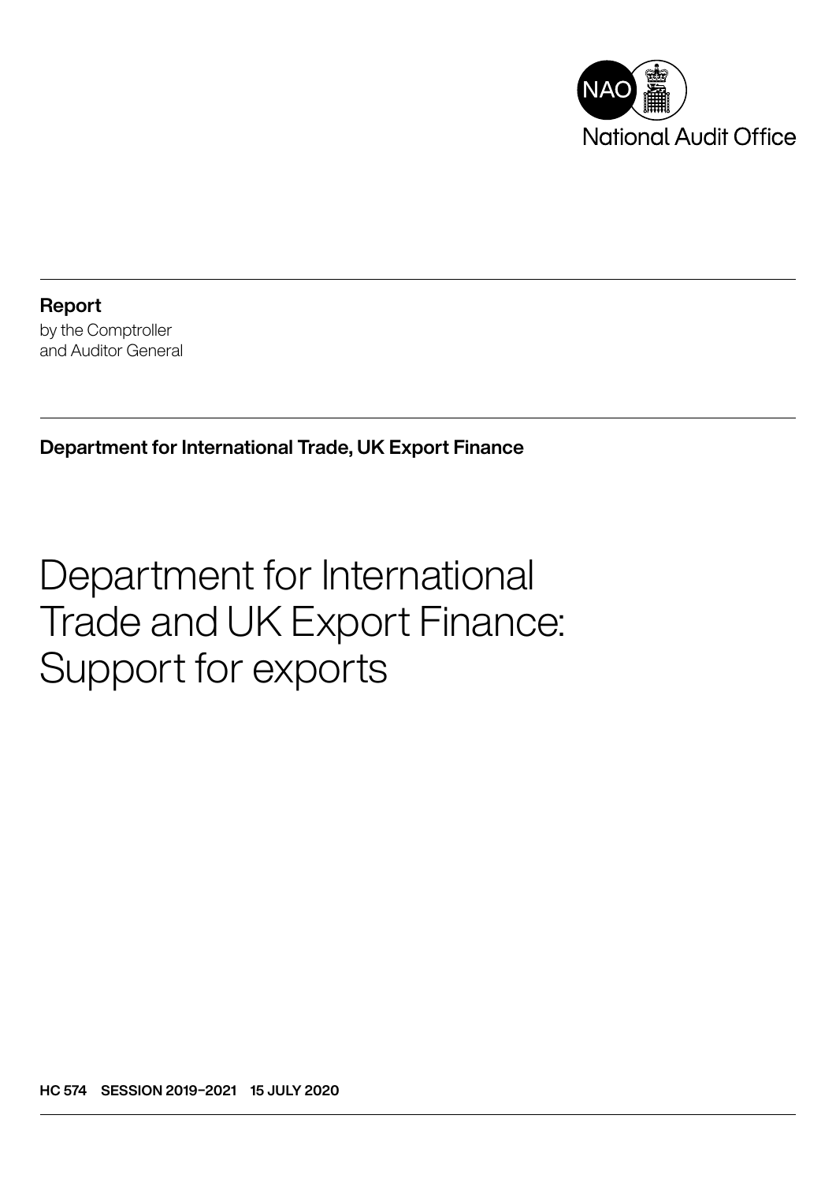National Audit Office

**Report**
by the Comptroller
and Auditor General

**Department for International Trade, UK Export Finance**

# Department for International Trade and UK Export Finance: Support for exports

**HC 574 SESSION 2019–2021 15 JULY 2020**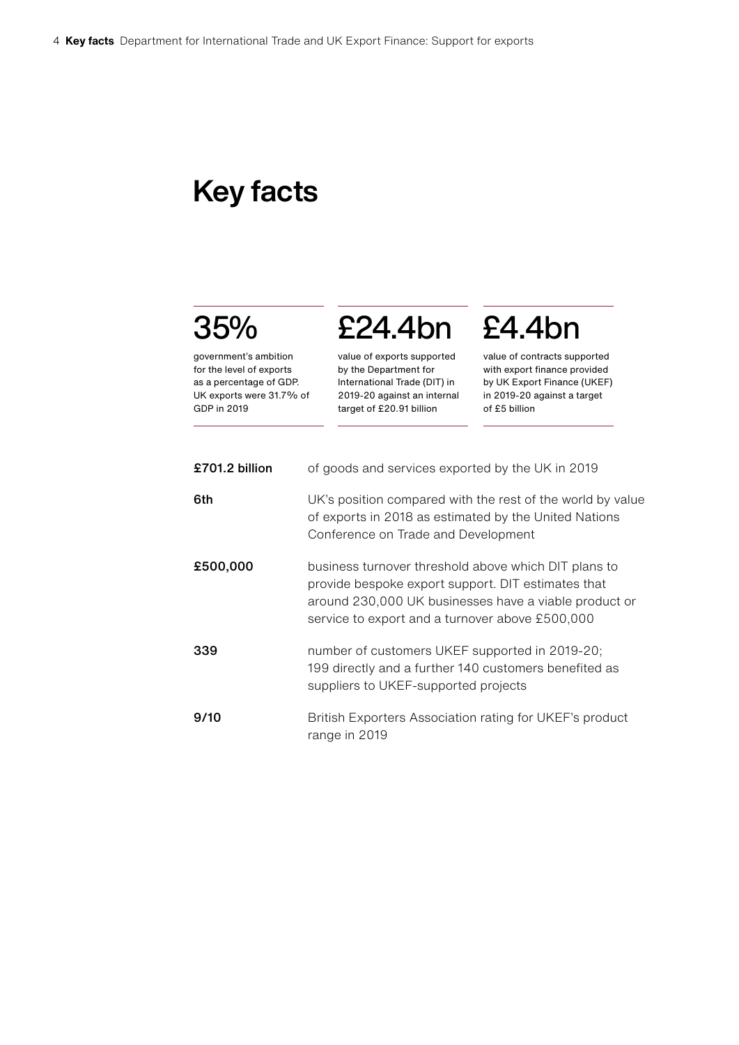# Key facts

**35%**

government's ambition for the level of exports as a percentage of GDP. UK exports were 31.7% of GDP in 2019

**£24.4bn**

value of exports supported by the Department for International Trade (DIT) in 2019-20 against an internal target of £20.91 billion

**£4.4bn**

value of contracts supported with export finance provided by UK Export Finance (UKEF) in 2019-20 against a target of £5 billion

**£701.2 billion** of goods and services exported by the UK in 2019

**6th** UK's position compared with the rest of the world by value of exports in 2018 as estimated by the United Nations Conference on Trade and Development

**£500,000** business turnover threshold above which DIT plans to provide bespoke export support. DIT estimates that around 230,000 UK businesses have a viable product or service to export and a turnover above £500,000

**339** number of customers UKEF supported in 2019-20; 199 directly and a further 140 customers benefited as suppliers to UKEF-supported projects

**9/10** British Exporters Association rating for UKEF's product range in 2019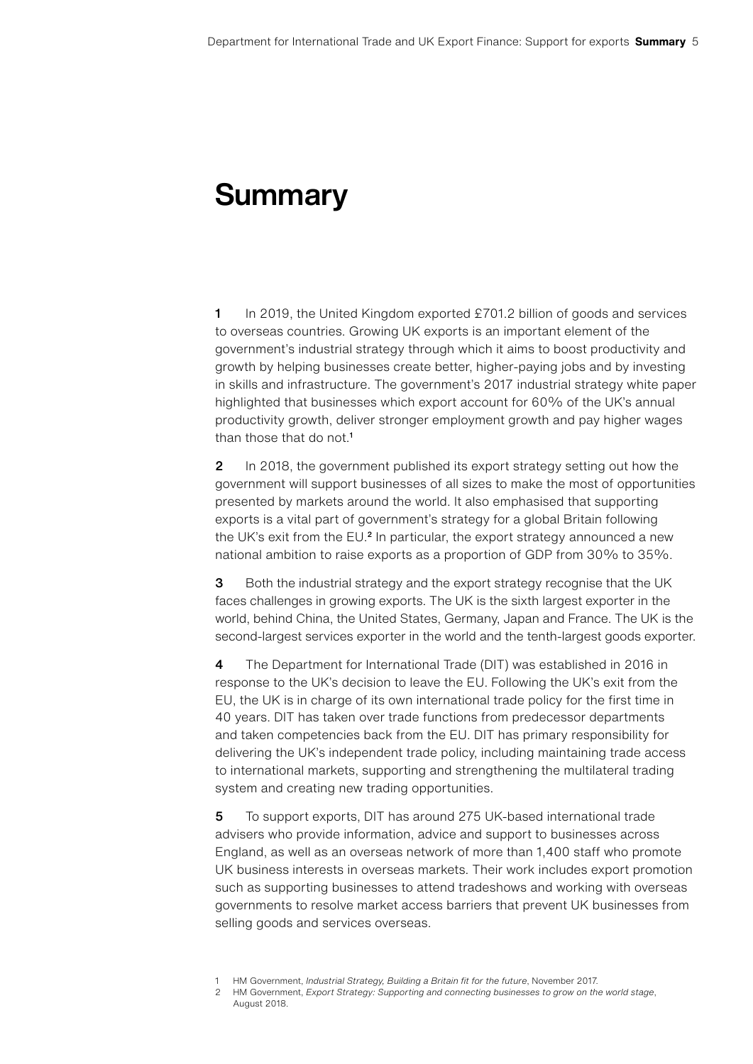# Summary

**1** In 2019, the United Kingdom exported £701.2 billion of goods and services to overseas countries. Growing UK exports is an important element of the government's industrial strategy through which it aims to boost productivity and growth by helping businesses create better, higher-paying jobs and by investing in skills and infrastructure. The government's 2017 industrial strategy white paper highlighted that businesses which export account for 60% of the UK's annual productivity growth, deliver stronger employment growth and pay higher wages than those that do not.[1]

**2** In 2018, the government published its export strategy setting out how the government will support businesses of all sizes to make the most of opportunities presented by markets around the world. It also emphasised that supporting exports is a vital part of government's strategy for a global Britain following the UK's exit from the EU.[2] In particular, the export strategy announced a new national ambition to raise exports as a proportion of GDP from 30% to 35%.

**3** Both the industrial strategy and the export strategy recognise that the UK faces challenges in growing exports. The UK is the sixth largest exporter in the world, behind China, the United States, Germany, Japan and France. The UK is the second-largest services exporter in the world and the tenth-largest goods exporter.

**4** The Department for International Trade (DIT) was established in 2016 in response to the UK's decision to leave the EU. Following the UK's exit from the EU, the UK is in charge of its own international trade policy for the first time in 40 years. DIT has taken over trade functions from predecessor departments and taken competencies back from the EU. DIT has primary responsibility for delivering the UK's independent trade policy, including maintaining trade access to international markets, supporting and strengthening the multilateral trading system and creating new trading opportunities.

**5** To support exports, DIT has around 275 UK-based international trade advisers who provide information, advice and support to businesses across England, as well as an overseas network of more than 1,400 staff who promote UK business interests in overseas markets. Their work includes export promotion such as supporting businesses to attend tradeshows and working with overseas governments to resolve market access barriers that prevent UK businesses from selling goods and services overseas.

1 HM Government, *Industrial Strategy, Building a Britain fit for the future*, November 2017.

2 HM Government, *Export Strategy: Supporting and connecting businesses to grow on the world stage*, August 2018.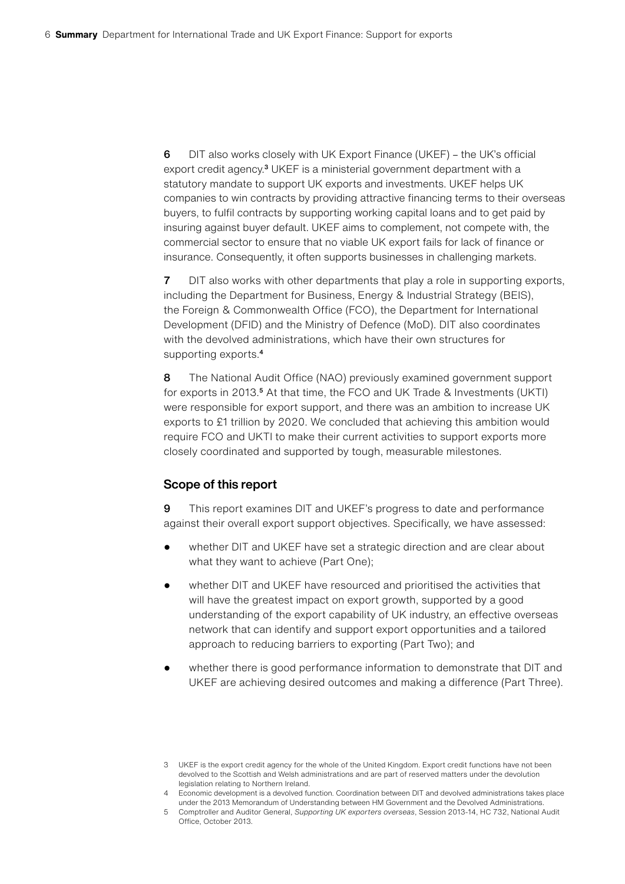**6** DIT also works closely with UK Export Finance (UKEF) – the UK's official export credit agency.[3] UKEF is a ministerial government department with a statutory mandate to support UK exports and investments. UKEF helps UK companies to win contracts by providing attractive financing terms to their overseas buyers, to fulfil contracts by supporting working capital loans and to get paid by insuring against buyer default. UKEF aims to complement, not compete with, the commercial sector to ensure that no viable UK export fails for lack of finance or insurance. Consequently, it often supports businesses in challenging markets.

**7** DIT also works with other departments that play a role in supporting exports, including the Department for Business, Energy & Industrial Strategy (BEIS), the Foreign & Commonwealth Office (FCO), the Department for International Development (DFID) and the Ministry of Defence (MoD). DIT also coordinates with the devolved administrations, which have their own structures for supporting exports.[4]

**8** The National Audit Office (NAO) previously examined government support for exports in 2013.[5] At that time, the FCO and UK Trade & Investments (UKTI) were responsible for export support, and there was an ambition to increase UK exports to £1 trillion by 2020. We concluded that achieving this ambition would require FCO and UKTI to make their current activities to support exports more closely coordinated and supported by tough, measurable milestones.

## Scope of this report

**9** This report examines DIT and UKEF's progress to date and performance against their overall export support objectives. Specifically, we have assessed:

- whether DIT and UKEF have set a strategic direction and are clear about what they want to achieve (Part One);
- whether DIT and UKEF have resourced and prioritised the activities that will have the greatest impact on export growth, supported by a good understanding of the export capability of UK industry, an effective overseas network that can identify and support export opportunities and a tailored approach to reducing barriers to exporting (Part Two); and
- whether there is good performance information to demonstrate that DIT and UKEF are achieving desired outcomes and making a difference (Part Three).

---

3 UKEF is the export credit agency for the whole of the United Kingdom. Export credit functions have not been devolved to the Scottish and Welsh administrations and are part of reserved matters under the devolution legislation relating to Northern Ireland.

4 Economic development is a devolved function. Coordination between DIT and devolved administrations takes place under the 2013 Memorandum of Understanding between HM Government and the Devolved Administrations.

5 Comptroller and Auditor General, *Supporting UK exporters overseas*, Session 2013-14, HC 732, National Audit Office, October 2013.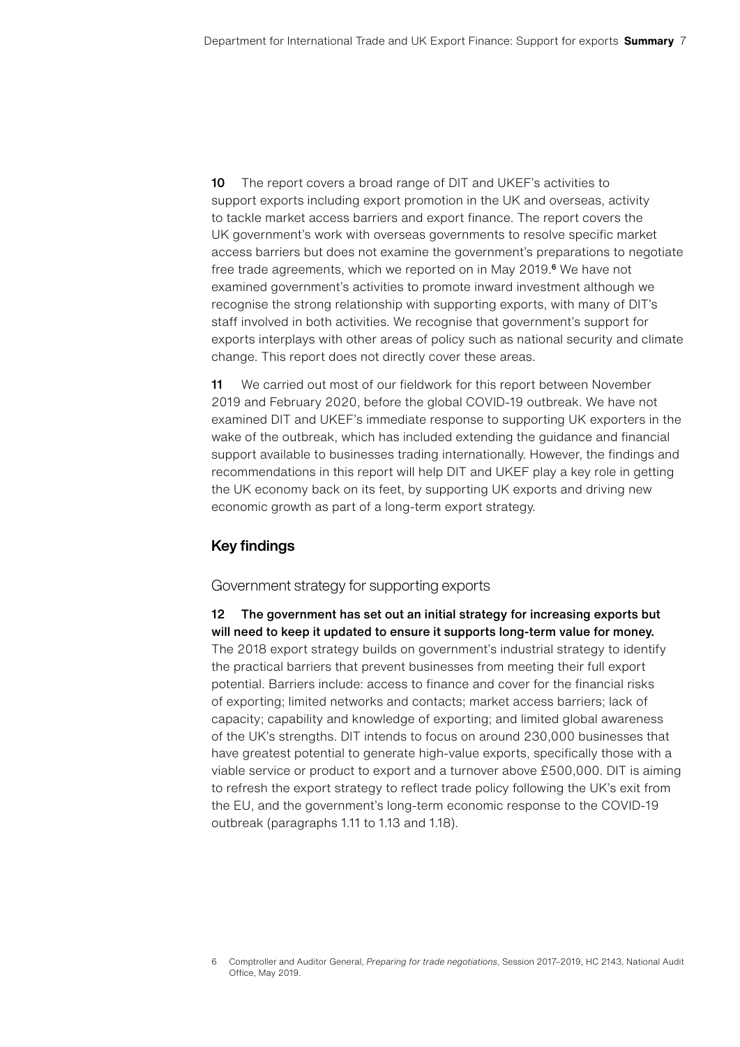**10** The report covers a broad range of DIT and UKEF's activities to support exports including export promotion in the UK and overseas, activity to tackle market access barriers and export finance. The report covers the UK government's work with overseas governments to resolve specific market access barriers but does not examine the government's preparations to negotiate free trade agreements, which we reported on in May 2019.[6] We have not examined government's activities to promote inward investment although we recognise the strong relationship with supporting exports, with many of DIT's staff involved in both activities. We recognise that government's support for exports interplays with other areas of policy such as national security and climate change. This report does not directly cover these areas.

**11** We carried out most of our fieldwork for this report between November 2019 and February 2020, before the global COVID-19 outbreak. We have not examined DIT and UKEF's immediate response to supporting UK exporters in the wake of the outbreak, which has included extending the guidance and financial support available to businesses trading internationally. However, the findings and recommendations in this report will help DIT and UKEF play a key role in getting the UK economy back on its feet, by supporting UK exports and driving new economic growth as part of a long-term export strategy.

## Key findings

### Government strategy for supporting exports

**12 The government has set out an initial strategy for increasing exports but will need to keep it updated to ensure it supports long-term value for money.** The 2018 export strategy builds on government's industrial strategy to identify the practical barriers that prevent businesses from meeting their full export potential. Barriers include: access to finance and cover for the financial risks of exporting; limited networks and contacts; market access barriers; lack of capacity; capability and knowledge of exporting; and limited global awareness of the UK's strengths. DIT intends to focus on around 230,000 businesses that have greatest potential to generate high-value exports, specifically those with a viable service or product to export and a turnover above £500,000. DIT is aiming to refresh the export strategy to reflect trade policy following the UK's exit from the EU, and the government's long-term economic response to the COVID-19 outbreak (paragraphs 1.11 to 1.13 and 1.18).

6 Comptroller and Auditor General, *Preparing for trade negotiations*, Session 2017–2019, HC 2143, National Audit Office, May 2019.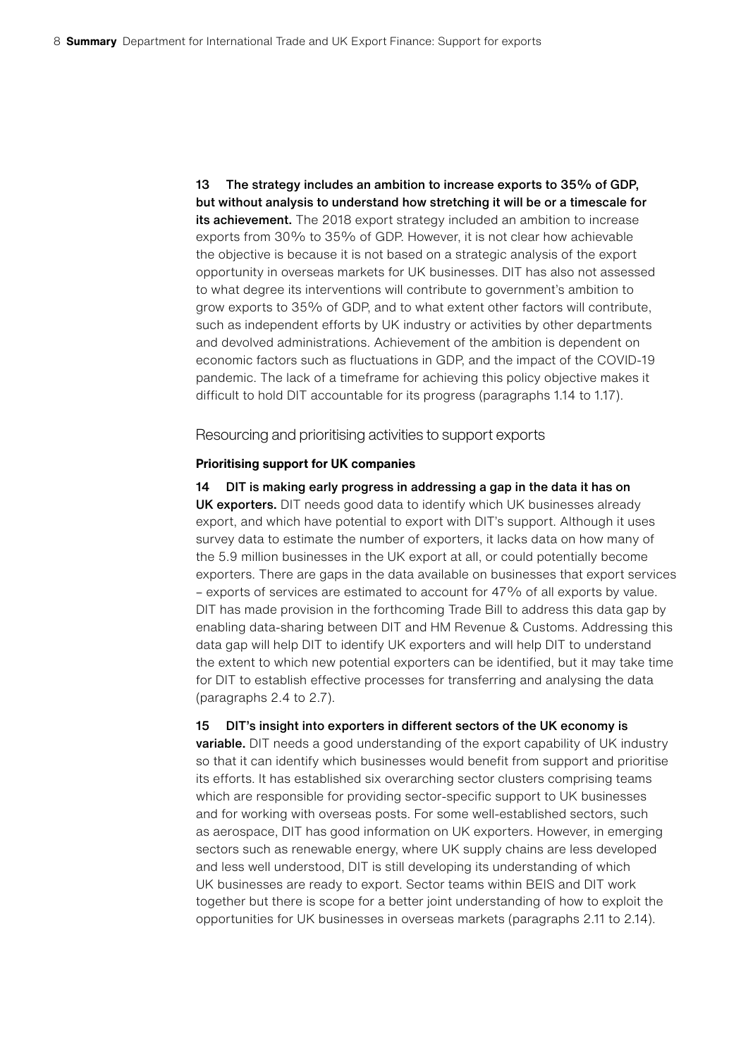**13 The strategy includes an ambition to increase exports to 35% of GDP, but without analysis to understand how stretching it will be or a timescale for its achievement.** The 2018 export strategy included an ambition to increase exports from 30% to 35% of GDP. However, it is not clear how achievable the objective is because it is not based on a strategic analysis of the export opportunity in overseas markets for UK businesses. DIT has also not assessed to what degree its interventions will contribute to government's ambition to grow exports to 35% of GDP, and to what extent other factors will contribute, such as independent efforts by UK industry or activities by other departments and devolved administrations. Achievement of the ambition is dependent on economic factors such as fluctuations in GDP, and the impact of the COVID-19 pandemic. The lack of a timeframe for achieving this policy objective makes it difficult to hold DIT accountable for its progress (paragraphs 1.14 to 1.17).

## Resourcing and prioritising activities to support exports

### Prioritising support for UK companies

**14 DIT is making early progress in addressing a gap in the data it has on UK exporters.** DIT needs good data to identify which UK businesses already export, and which have potential to export with DIT's support. Although it uses survey data to estimate the number of exporters, it lacks data on how many of the 5.9 million businesses in the UK export at all, or could potentially become exporters. There are gaps in the data available on businesses that export services – exports of services are estimated to account for 47% of all exports by value. DIT has made provision in the forthcoming Trade Bill to address this data gap by enabling data-sharing between DIT and HM Revenue & Customs. Addressing this data gap will help DIT to identify UK exporters and will help DIT to understand the extent to which new potential exporters can be identified, but it may take time for DIT to establish effective processes for transferring and analysing the data (paragraphs 2.4 to 2.7).

**15 DIT's insight into exporters in different sectors of the UK economy is variable.** DIT needs a good understanding of the export capability of UK industry so that it can identify which businesses would benefit from support and prioritise its efforts. It has established six overarching sector clusters comprising teams which are responsible for providing sector-specific support to UK businesses and for working with overseas posts. For some well-established sectors, such as aerospace, DIT has good information on UK exporters. However, in emerging sectors such as renewable energy, where UK supply chains are less developed and less well understood, DIT is still developing its understanding of which UK businesses are ready to export. Sector teams within BEIS and DIT work together but there is scope for a better joint understanding of how to exploit the opportunities for UK businesses in overseas markets (paragraphs 2.11 to 2.14).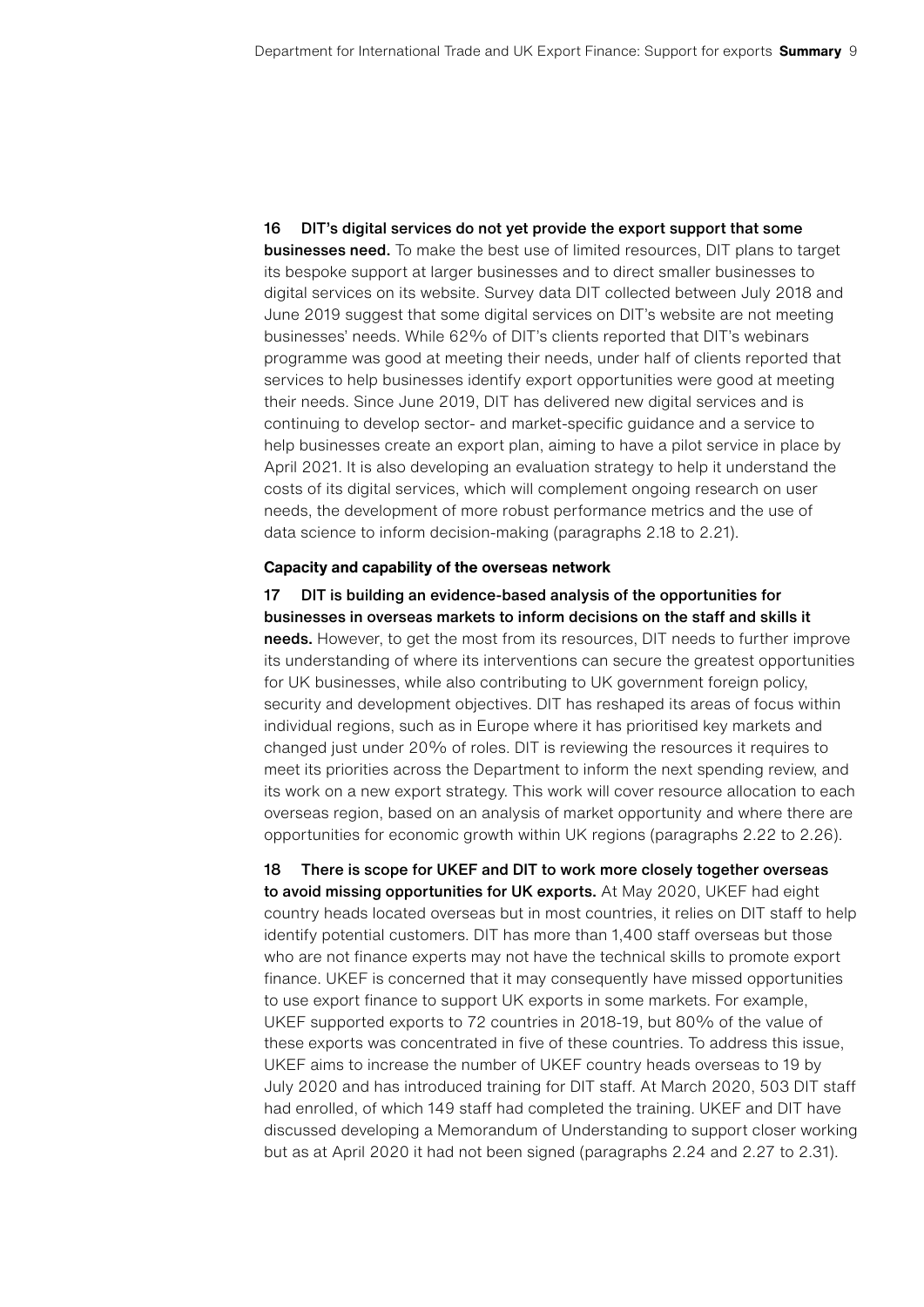16 **DIT's digital services do not yet provide the export support that some businesses need.** To make the best use of limited resources, DIT plans to target its bespoke support at larger businesses and to direct smaller businesses to digital services on its website. Survey data DIT collected between July 2018 and June 2019 suggest that some digital services on DIT's website are not meeting businesses' needs. While 62% of DIT's clients reported that DIT's webinars programme was good at meeting their needs, under half of clients reported that services to help businesses identify export opportunities were good at meeting their needs. Since June 2019, DIT has delivered new digital services and is continuing to develop sector- and market-specific guidance and a service to help businesses create an export plan, aiming to have a pilot service in place by April 2021. It is also developing an evaluation strategy to help it understand the costs of its digital services, which will complement ongoing research on user needs, the development of more robust performance metrics and the use of data science to inform decision-making (paragraphs 2.18 to 2.21).

#### Capacity and capability of the overseas network

17 **DIT is building an evidence-based analysis of the opportunities for businesses in overseas markets to inform decisions on the staff and skills it needs.** However, to get the most from its resources, DIT needs to further improve its understanding of where its interventions can secure the greatest opportunities for UK businesses, while also contributing to UK government foreign policy, security and development objectives. DIT has reshaped its areas of focus within individual regions, such as in Europe where it has prioritised key markets and changed just under 20% of roles. DIT is reviewing the resources it requires to meet its priorities across the Department to inform the next spending review, and its work on a new export strategy. This work will cover resource allocation to each overseas region, based on an analysis of market opportunity and where there are opportunities for economic growth within UK regions (paragraphs 2.22 to 2.26).

18 **There is scope for UKEF and DIT to work more closely together overseas to avoid missing opportunities for UK exports.** At May 2020, UKEF had eight country heads located overseas but in most countries, it relies on DIT staff to help identify potential customers. DIT has more than 1,400 staff overseas but those who are not finance experts may not have the technical skills to promote export finance. UKEF is concerned that it may consequently have missed opportunities to use export finance to support UK exports in some markets. For example, UKEF supported exports to 72 countries in 2018-19, but 80% of the value of these exports was concentrated in five of these countries. To address this issue, UKEF aims to increase the number of UKEF country heads overseas to 19 by July 2020 and has introduced training for DIT staff. At March 2020, 503 DIT staff had enrolled, of which 149 staff had completed the training. UKEF and DIT have discussed developing a Memorandum of Understanding to support closer working but as at April 2020 it had not been signed (paragraphs 2.24 and 2.27 to 2.31).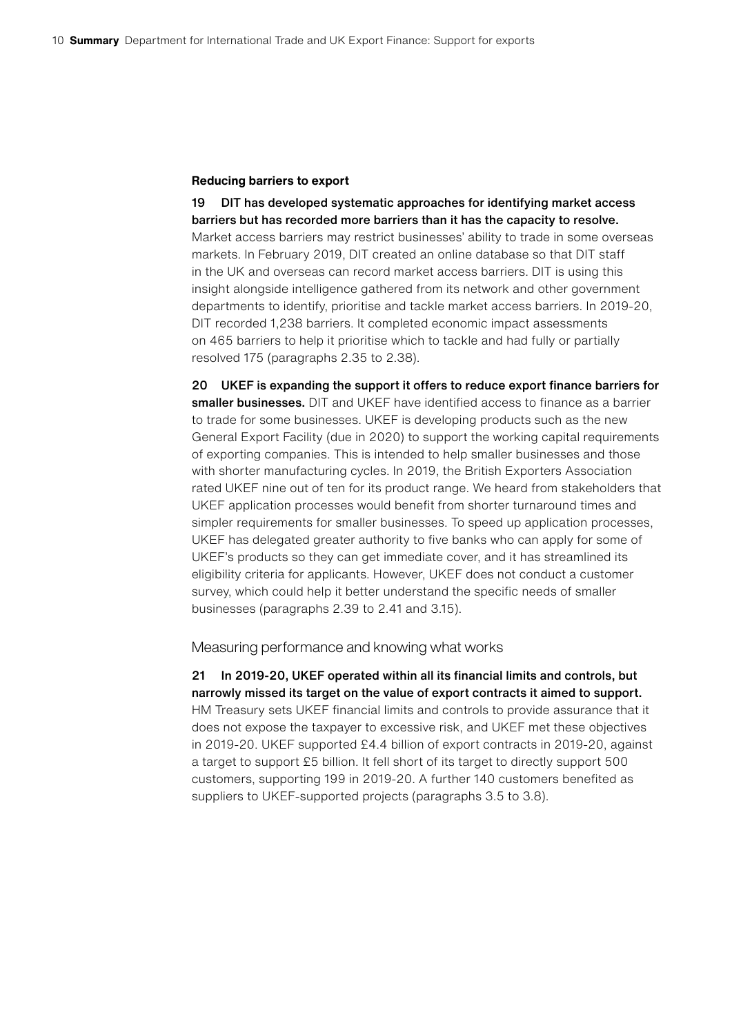#### Reducing barriers to export

**19 DIT has developed systematic approaches for identifying market access barriers but has recorded more barriers than it has the capacity to resolve.** Market access barriers may restrict businesses' ability to trade in some overseas markets. In February 2019, DIT created an online database so that DIT staff in the UK and overseas can record market access barriers. DIT is using this insight alongside intelligence gathered from its network and other government departments to identify, prioritise and tackle market access barriers. In 2019-20, DIT recorded 1,238 barriers. It completed economic impact assessments on 465 barriers to help it prioritise which to tackle and had fully or partially resolved 175 (paragraphs 2.35 to 2.38).

**20 UKEF is expanding the support it offers to reduce export finance barriers for smaller businesses.** DIT and UKEF have identified access to finance as a barrier to trade for some businesses. UKEF is developing products such as the new General Export Facility (due in 2020) to support the working capital requirements of exporting companies. This is intended to help smaller businesses and those with shorter manufacturing cycles. In 2019, the British Exporters Association rated UKEF nine out of ten for its product range. We heard from stakeholders that UKEF application processes would benefit from shorter turnaround times and simpler requirements for smaller businesses. To speed up application processes, UKEF has delegated greater authority to five banks who can apply for some of UKEF's products so they can get immediate cover, and it has streamlined its eligibility criteria for applicants. However, UKEF does not conduct a customer survey, which could help it better understand the specific needs of smaller businesses (paragraphs 2.39 to 2.41 and 3.15).

### Measuring performance and knowing what works

**21 In 2019-20, UKEF operated within all its financial limits and controls, but narrowly missed its target on the value of export contracts it aimed to support.** HM Treasury sets UKEF financial limits and controls to provide assurance that it does not expose the taxpayer to excessive risk, and UKEF met these objectives in 2019-20. UKEF supported £4.4 billion of export contracts in 2019-20, against a target to support £5 billion. It fell short of its target to directly support 500 customers, supporting 199 in 2019-20. A further 140 customers benefited as suppliers to UKEF-supported projects (paragraphs 3.5 to 3.8).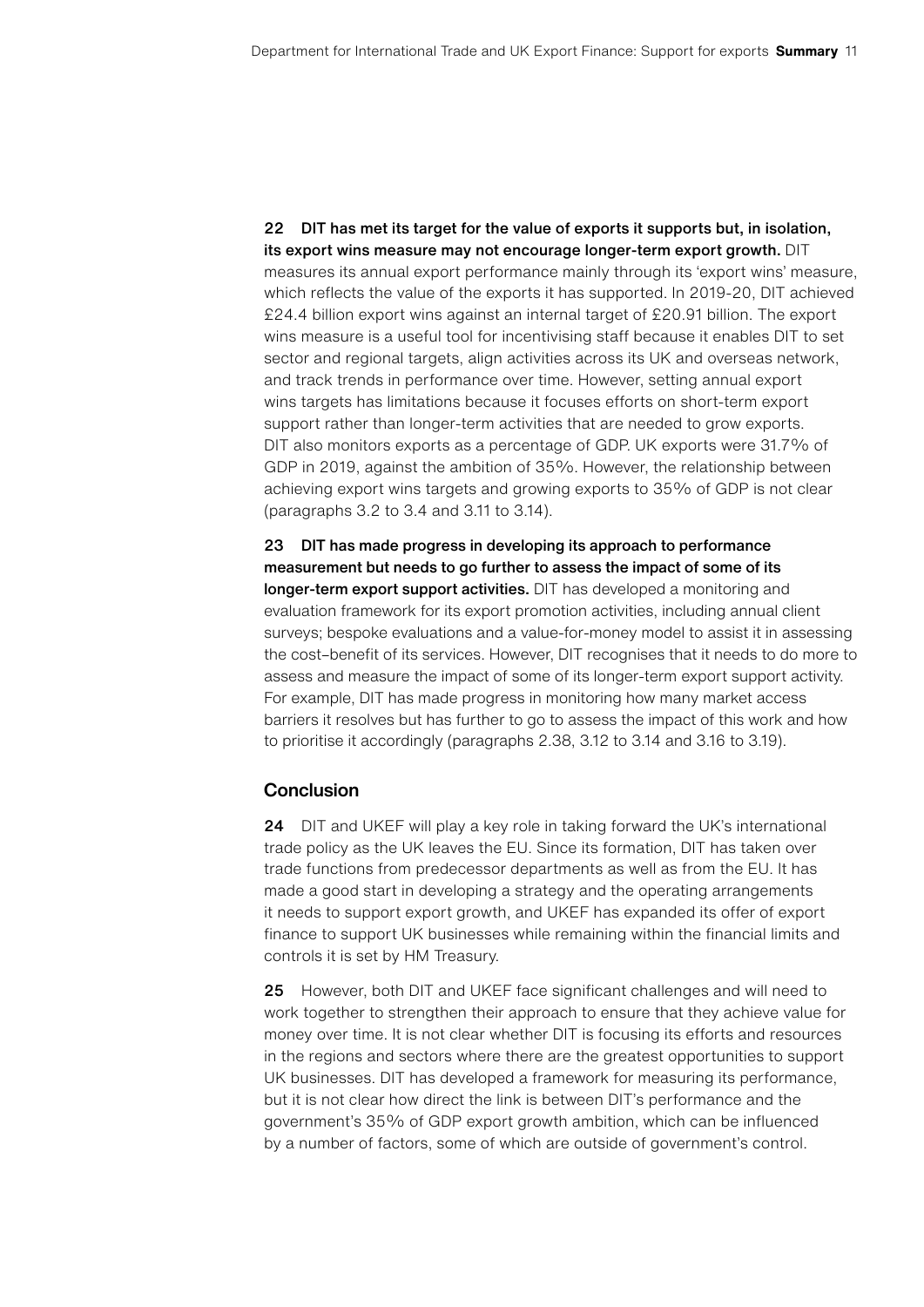**22 DIT has met its target for the value of exports it supports but, in isolation, its export wins measure may not encourage longer-term export growth.** DIT measures its annual export performance mainly through its 'export wins' measure, which reflects the value of the exports it has supported. In 2019-20, DIT achieved £24.4 billion export wins against an internal target of £20.91 billion. The export wins measure is a useful tool for incentivising staff because it enables DIT to set sector and regional targets, align activities across its UK and overseas network, and track trends in performance over time. However, setting annual export wins targets has limitations because it focuses efforts on short-term export support rather than longer-term activities that are needed to grow exports. DIT also monitors exports as a percentage of GDP. UK exports were 31.7% of GDP in 2019, against the ambition of 35%. However, the relationship between achieving export wins targets and growing exports to 35% of GDP is not clear (paragraphs 3.2 to 3.4 and 3.11 to 3.14).

**23 DIT has made progress in developing its approach to performance measurement but needs to go further to assess the impact of some of its longer-term export support activities.** DIT has developed a monitoring and evaluation framework for its export promotion activities, including annual client surveys; bespoke evaluations and a value-for-money model to assist it in assessing the cost–benefit of its services. However, DIT recognises that it needs to do more to assess and measure the impact of some of its longer-term export support activity. For example, DIT has made progress in monitoring how many market access barriers it resolves but has further to go to assess the impact of this work and how to prioritise it accordingly (paragraphs 2.38, 3.12 to 3.14 and 3.16 to 3.19).

## Conclusion

**24** DIT and UKEF will play a key role in taking forward the UK's international trade policy as the UK leaves the EU. Since its formation, DIT has taken over trade functions from predecessor departments as well as from the EU. It has made a good start in developing a strategy and the operating arrangements it needs to support export growth, and UKEF has expanded its offer of export finance to support UK businesses while remaining within the financial limits and controls it is set by HM Treasury.

**25** However, both DIT and UKEF face significant challenges and will need to work together to strengthen their approach to ensure that they achieve value for money over time. It is not clear whether DIT is focusing its efforts and resources in the regions and sectors where there are the greatest opportunities to support UK businesses. DIT has developed a framework for measuring its performance, but it is not clear how direct the link is between DIT's performance and the government's 35% of GDP export growth ambition, which can be influenced by a number of factors, some of which are outside of government's control.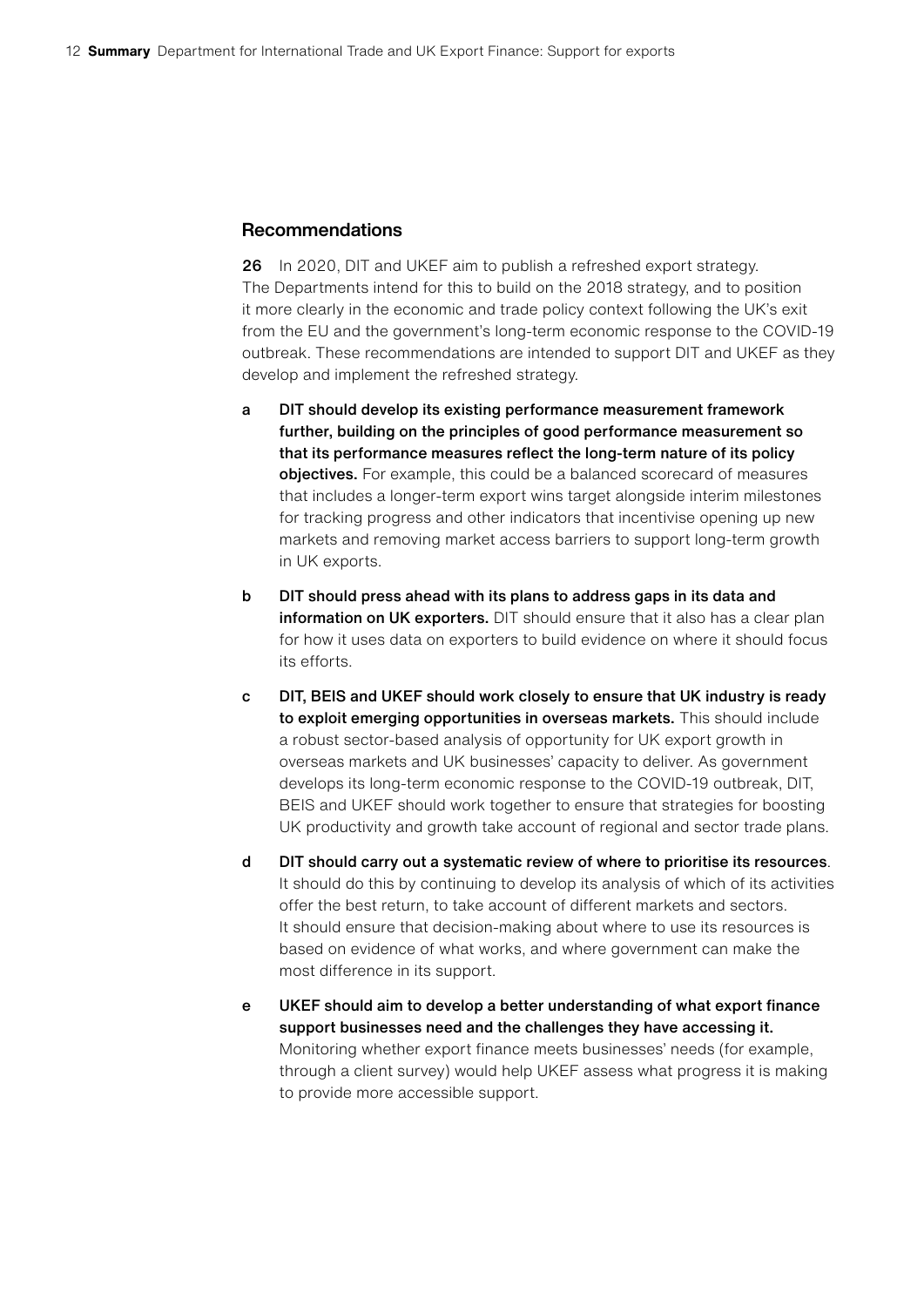## Recommendations

**26** In 2020, DIT and UKEF aim to publish a refreshed export strategy. The Departments intend for this to build on the 2018 strategy, and to position it more clearly in the economic and trade policy context following the UK's exit from the EU and the government's long-term economic response to the COVID-19 outbreak. These recommendations are intended to support DIT and UKEF as they develop and implement the refreshed strategy.

- **a** **DIT should develop its existing performance measurement framework further, building on the principles of good performance measurement so that its performance measures reflect the long-term nature of its policy objectives.** For example, this could be a balanced scorecard of measures that includes a longer-term export wins target alongside interim milestones for tracking progress and other indicators that incentivise opening up new markets and removing market access barriers to support long-term growth in UK exports.

- **b** **DIT should press ahead with its plans to address gaps in its data and information on UK exporters.** DIT should ensure that it also has a clear plan for how it uses data on exporters to build evidence on where it should focus its efforts.

- **c** **DIT, BEIS and UKEF should work closely to ensure that UK industry is ready to exploit emerging opportunities in overseas markets.** This should include a robust sector-based analysis of opportunity for UK export growth in overseas markets and UK businesses' capacity to deliver. As government develops its long-term economic response to the COVID-19 outbreak, DIT, BEIS and UKEF should work together to ensure that strategies for boosting UK productivity and growth take account of regional and sector trade plans.

- **d** **DIT should carry out a systematic review of where to prioritise its resources**. It should do this by continuing to develop its analysis of which of its activities offer the best return, to take account of different markets and sectors. It should ensure that decision-making about where to use its resources is based on evidence of what works, and where government can make the most difference in its support.

- **e** **UKEF should aim to develop a better understanding of what export finance support businesses need and the challenges they have accessing it.** Monitoring whether export finance meets businesses' needs (for example, through a client survey) would help UKEF assess what progress it is making to provide more accessible support.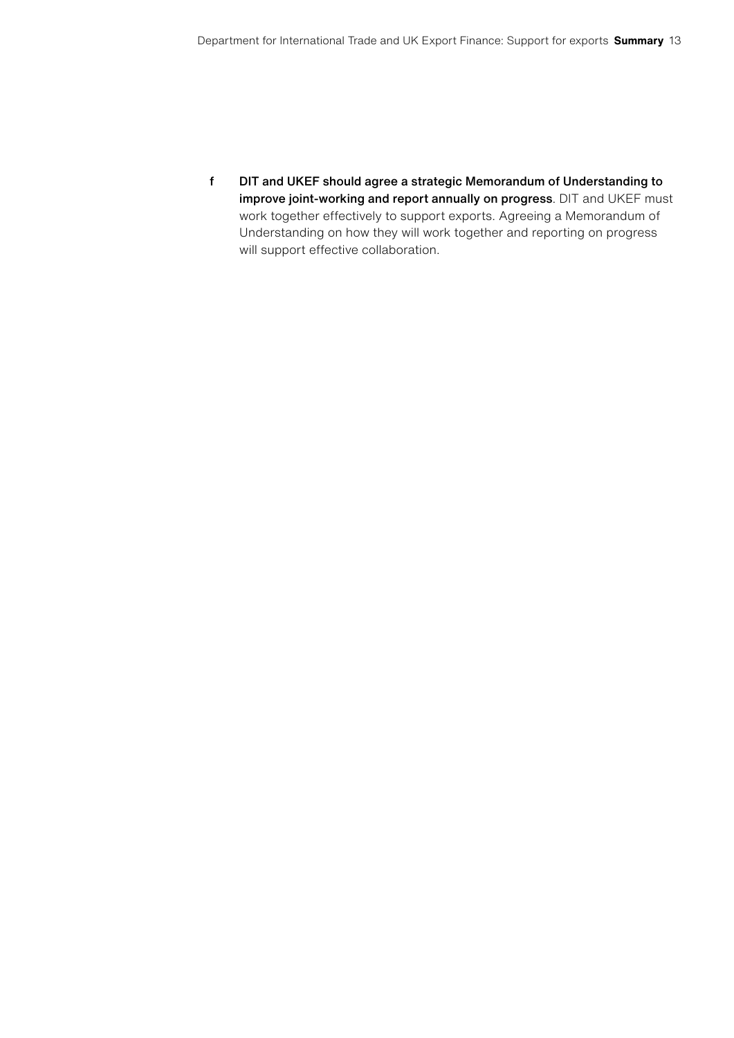f **DIT and UKEF should agree a strategic Memorandum of Understanding to improve joint-working and report annually on progress**. DIT and UKEF must work together effectively to support exports. Agreeing a Memorandum of Understanding on how they will work together and reporting on progress will support effective collaboration.